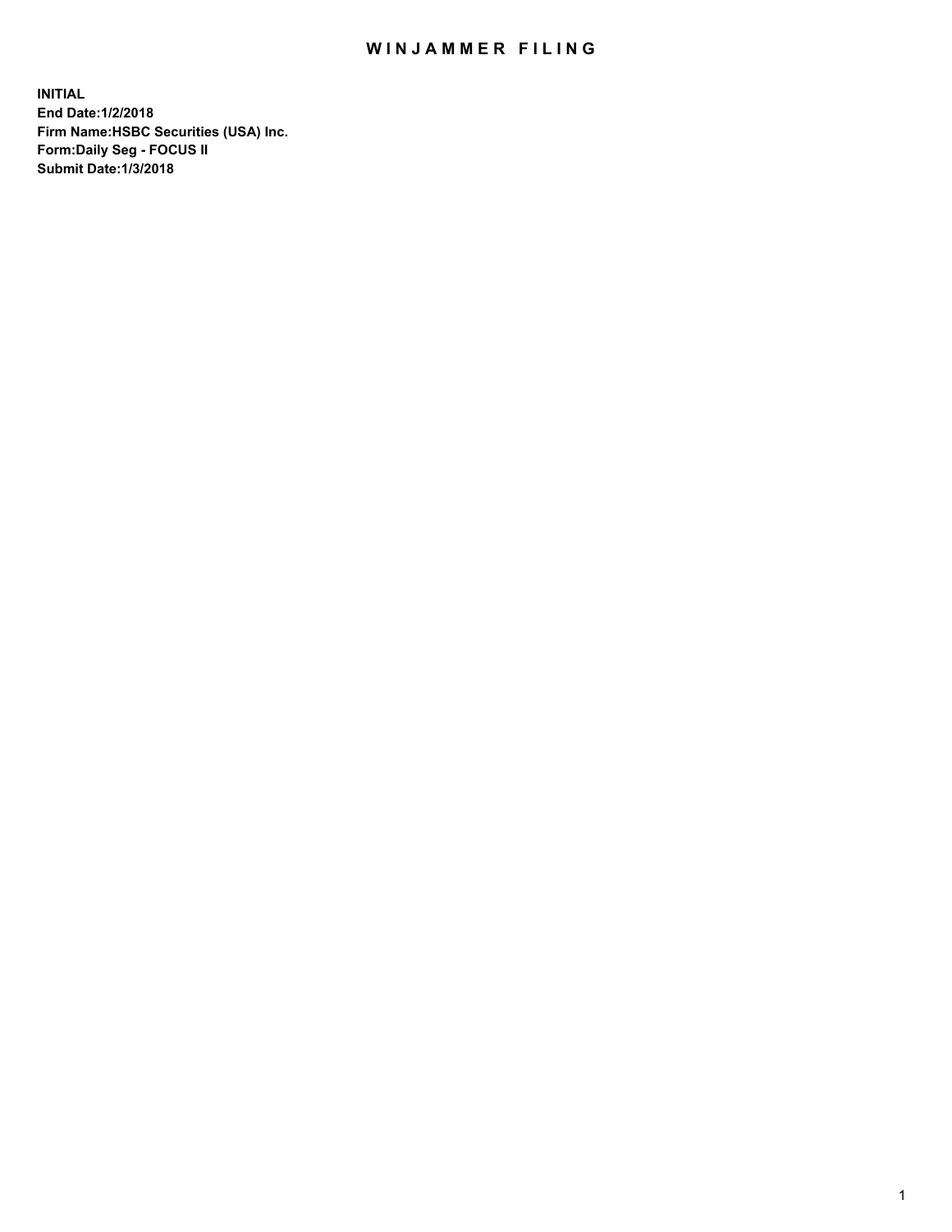# WINJAMMER FILING

**INITIAL**
**End Date:1/2/2018**
**Firm Name:HSBC Securities (USA) Inc.**
**Form:Daily Seg - FOCUS II**
**Submit Date:1/3/2018**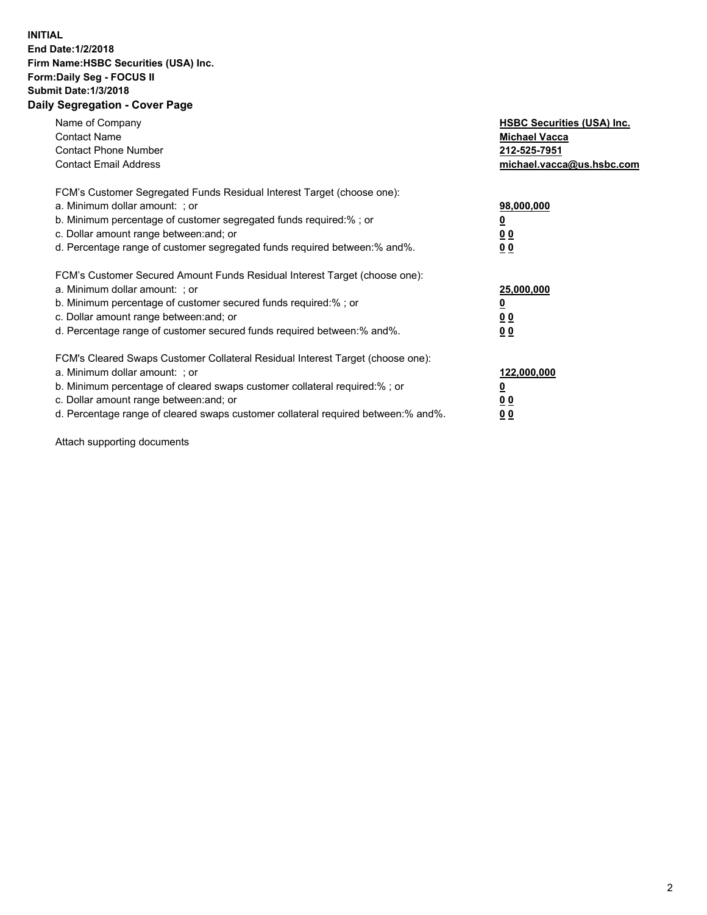**INITIAL**
**End Date:1/2/2018**
**Firm Name:HSBC Securities (USA) Inc.**
**Form:Daily Seg - FOCUS II**
**Submit Date:1/3/2018**
**Daily Segregation - Cover Page**

| | |
|---|---|
| Name of Company | **HSBC Securities (USA) Inc.** |
| Contact Name | **Michael Vacca** |
| Contact Phone Number | **212-525-7951** |
| Contact Email Address | **michael.vacca@us.hsbc.com** |
| | |
| FCM's Customer Segregated Funds Residual Interest Target (choose one): | |
| a. Minimum dollar amount: ; or | **98,000,000** |
| b. Minimum percentage of customer segregated funds required:% ; or | **0** |
| c. Dollar amount range between:and; or | **0 0** |
| d. Percentage range of customer segregated funds required between:% and%. | **0 0** |
| | |
| FCM's Customer Secured Amount Funds Residual Interest Target (choose one): | |
| a. Minimum dollar amount: ; or | **25,000,000** |
| b. Minimum percentage of customer secured funds required:% ; or | **0** |
| c. Dollar amount range between:and; or | **0 0** |
| d. Percentage range of customer secured funds required between:% and%. | **0 0** |
| | |
| FCM's Cleared Swaps Customer Collateral Residual Interest Target (choose one): | |
| a. Minimum dollar amount: ; or | **122,000,000** |
| b. Minimum percentage of cleared swaps customer collateral required:% ; or | **0** |
| c. Dollar amount range between:and; or | **0 0** |
| d. Percentage range of cleared swaps customer collateral required between:% and%. | **0 0** |

Attach supporting documents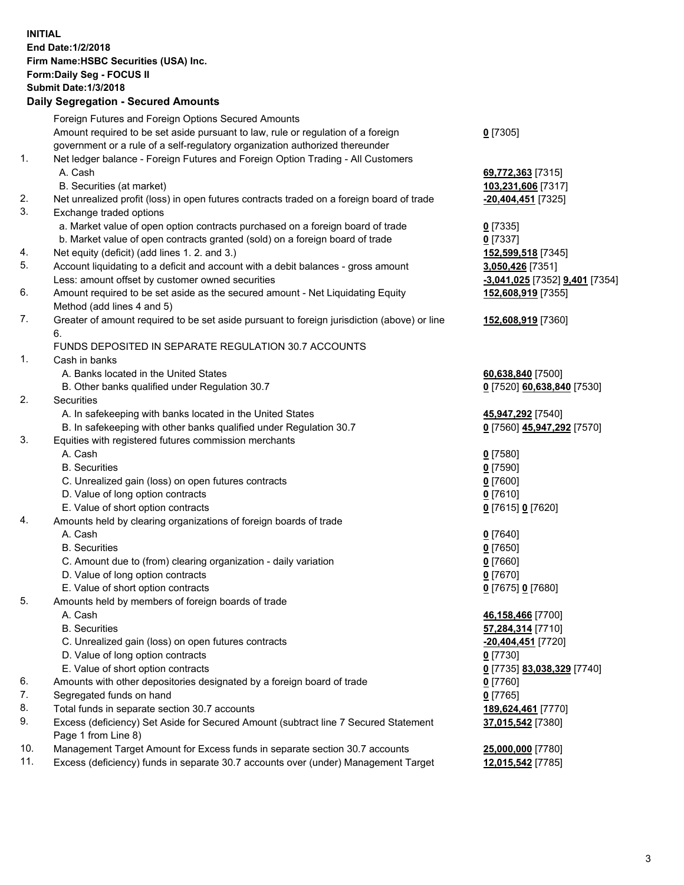**INITIAL**
**End Date:1/2/2018**
**Firm Name:HSBC Securities (USA) Inc.**
**Form:Daily Seg - FOCUS II**
**Submit Date:1/3/2018**

## Daily Segregation - Secured Amounts

| | | |
|---|---|---|
| | Foreign Futures and Foreign Options Secured Amounts | |
| | Amount required to be set aside pursuant to law, rule or regulation of a foreign government or a rule of a self-regulatory organization authorized thereunder | **0** [7305] |
| 1. | Net ledger balance - Foreign Futures and Foreign Option Trading - All Customers | |
| | A. Cash | **69,772,363** [7315] |
| | B. Securities (at market) | **103,231,606** [7317] |
| 2. | Net unrealized profit (loss) in open futures contracts traded on a foreign board of trade | **-20,404,451** [7325] |
| 3. | Exchange traded options | |
| | a. Market value of open option contracts purchased on a foreign board of trade | **0** [7335] |
| | b. Market value of open contracts granted (sold) on a foreign board of trade | **0** [7337] |
| 4. | Net equity (deficit) (add lines 1. 2. and 3.) | **152,599,518** [7345] |
| 5. | Account liquidating to a deficit and account with a debit balances - gross amount | **3,050,426** [7351] |
| | Less: amount offset by customer owned securities | **-3,041,025** [7352] **9,401** [7354] |
| 6. | Amount required to be set aside as the secured amount - Net Liquidating Equity Method (add lines 4 and 5) | **152,608,919** [7355] |
| 7. | Greater of amount required to be set aside pursuant to foreign jurisdiction (above) or line 6. | **152,608,919** [7360] |
| | FUNDS DEPOSITED IN SEPARATE REGULATION 30.7 ACCOUNTS | |
| 1. | Cash in banks | |
| | A. Banks located in the United States | **60,638,840** [7500] |
| | B. Other banks qualified under Regulation 30.7 | **0** [7520] **60,638,840** [7530] |
| 2. | Securities | |
| | A. In safekeeping with banks located in the United States | **45,947,292** [7540] |
| | B. In safekeeping with other banks qualified under Regulation 30.7 | **0** [7560] **45,947,292** [7570] |
| 3. | Equities with registered futures commission merchants | |
| | A. Cash | **0** [7580] |
| | B. Securities | **0** [7590] |
| | C. Unrealized gain (loss) on open futures contracts | **0** [7600] |
| | D. Value of long option contracts | **0** [7610] |
| | E. Value of short option contracts | **0** [7615] **0** [7620] |
| 4. | Amounts held by clearing organizations of foreign boards of trade | |
| | A. Cash | **0** [7640] |
| | B. Securities | **0** [7650] |
| | C. Amount due to (from) clearing organization - daily variation | **0** [7660] |
| | D. Value of long option contracts | **0** [7670] |
| | E. Value of short option contracts | **0** [7675] **0** [7680] |
| 5. | Amounts held by members of foreign boards of trade | |
| | A. Cash | **46,158,466** [7700] |
| | B. Securities | **57,284,314** [7710] |
| | C. Unrealized gain (loss) on open futures contracts | **-20,404,451** [7720] |
| | D. Value of long option contracts | **0** [7730] |
| | E. Value of short option contracts | **0** [7735] **83,038,329** [7740] |
| 6. | Amounts with other depositories designated by a foreign board of trade | **0** [7760] |
| 7. | Segregated funds on hand | **0** [7765] |
| 8. | Total funds in separate section 30.7 accounts | **189,624,461** [7770] |
| 9. | Excess (deficiency) Set Aside for Secured Amount (subtract line 7 Secured Statement Page 1 from Line 8) | **37,015,542** [7380] |
| 10. | Management Target Amount for Excess funds in separate section 30.7 accounts | **25,000,000** [7780] |
| 11. | Excess (deficiency) funds in separate 30.7 accounts over (under) Management Target | **12,015,542** [7785] |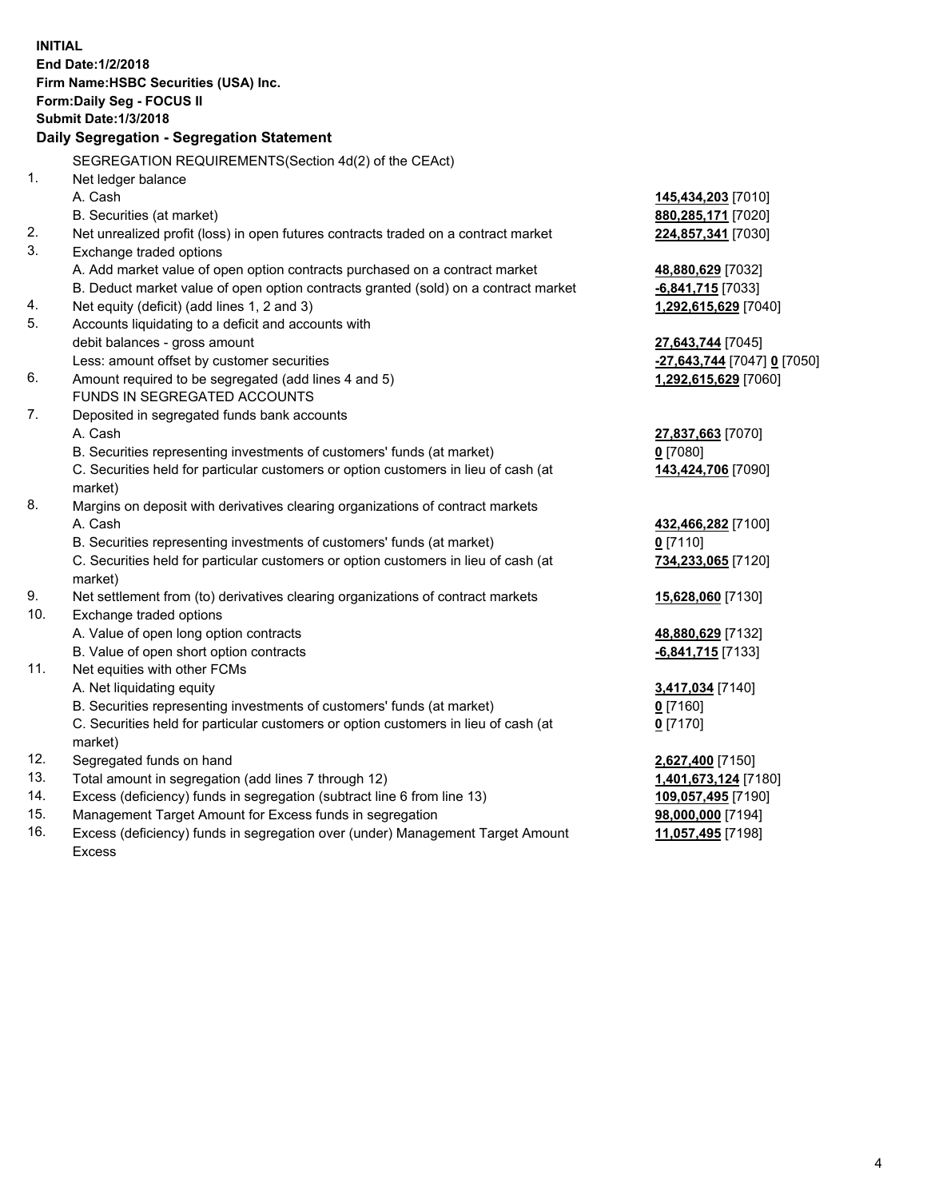**INITIAL**
**End Date:1/2/2018**
**Firm Name:HSBC Securities (USA) Inc.**
**Form:Daily Seg - FOCUS II**
**Submit Date:1/3/2018**

**Daily Segregation - Segregation Statement**

SEGREGATION REQUIREMENTS(Section 4d(2) of the CEAct)

| | | |
|---|---|---|
| 1. | Net ledger balance | |
| | A. Cash | **145,434,203** [7010] |
| | B. Securities (at market) | **880,285,171** [7020] |
| 2. | Net unrealized profit (loss) in open futures contracts traded on a contract market | **224,857,341** [7030] |
| 3. | Exchange traded options | |
| | A. Add market value of open option contracts purchased on a contract market | **48,880,629** [7032] |
| | B. Deduct market value of open option contracts granted (sold) on a contract market | **-6,841,715** [7033] |
| 4. | Net equity (deficit) (add lines 1, 2 and 3) | **1,292,615,629** [7040] |
| 5. | Accounts liquidating to a deficit and accounts with | |
| | debit balances - gross amount | **27,643,744** [7045] |
| | Less: amount offset by customer securities | **-27,643,744** [7047] **0** [7050] |
| 6. | Amount required to be segregated (add lines 4 and 5) | **1,292,615,629** [7060] |
| | FUNDS IN SEGREGATED ACCOUNTS | |
| 7. | Deposited in segregated funds bank accounts | |
| | A. Cash | **27,837,663** [7070] |
| | B. Securities representing investments of customers' funds (at market) | **0** [7080] |
| | C. Securities held for particular customers or option customers in lieu of cash (at market) | **143,424,706** [7090] |
| 8. | Margins on deposit with derivatives clearing organizations of contract markets | |
| | A. Cash | **432,466,282** [7100] |
| | B. Securities representing investments of customers' funds (at market) | **0** [7110] |
| | C. Securities held for particular customers or option customers in lieu of cash (at market) | **734,233,065** [7120] |
| 9. | Net settlement from (to) derivatives clearing organizations of contract markets | **15,628,060** [7130] |
| 10. | Exchange traded options | |
| | A. Value of open long option contracts | **48,880,629** [7132] |
| | B. Value of open short option contracts | **-6,841,715** [7133] |
| 11. | Net equities with other FCMs | |
| | A. Net liquidating equity | **3,417,034** [7140] |
| | B. Securities representing investments of customers' funds (at market) | **0** [7160] |
| | C. Securities held for particular customers or option customers in lieu of cash (at market) | **0** [7170] |
| 12. | Segregated funds on hand | **2,627,400** [7150] |
| 13. | Total amount in segregation (add lines 7 through 12) | **1,401,673,124** [7180] |
| 14. | Excess (deficiency) funds in segregation (subtract line 6 from line 13) | **109,057,495** [7190] |
| 15. | Management Target Amount for Excess funds in segregation | **98,000,000** [7194] |
| 16. | Excess (deficiency) funds in segregation over (under) Management Target Amount Excess | **11,057,495** [7198] |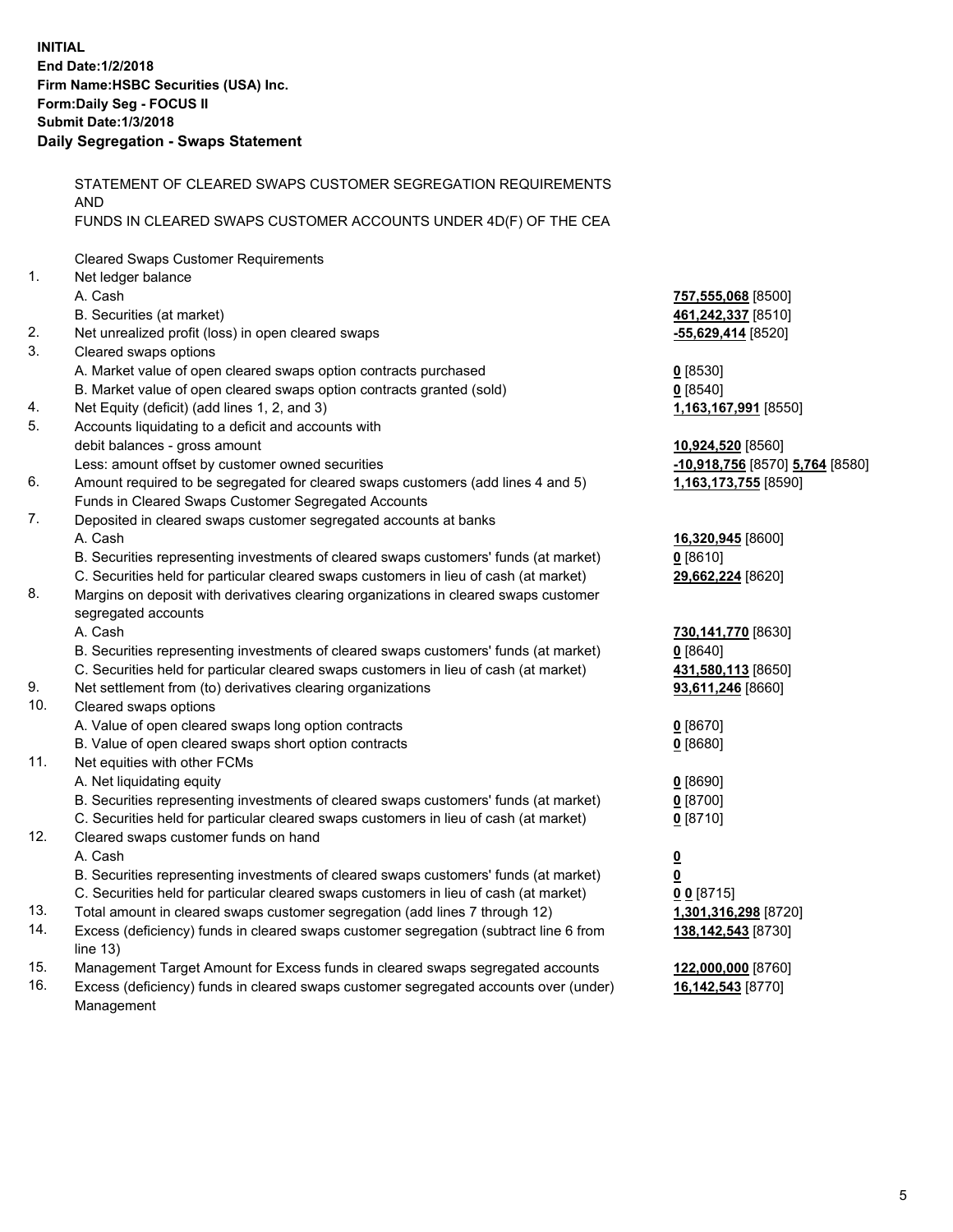**INITIAL**
**End Date:1/2/2018**
**Firm Name:HSBC Securities (USA) Inc.**
**Form:Daily Seg - FOCUS II**
**Submit Date:1/3/2018**
**Daily Segregation - Swaps Statement**

STATEMENT OF CLEARED SWAPS CUSTOMER SEGREGATION REQUIREMENTS AND FUNDS IN CLEARED SWAPS CUSTOMER ACCOUNTS UNDER 4D(F) OF THE CEA

| | | |
|---|---|---|
| | Cleared Swaps Customer Requirements | |
| 1. | Net ledger balance | |
| | A. Cash | **757,555,068** [8500] |
| | B. Securities (at market) | **461,242,337** [8510] |
| 2. | Net unrealized profit (loss) in open cleared swaps | **-55,629,414** [8520] |
| 3. | Cleared swaps options | |
| | A. Market value of open cleared swaps option contracts purchased | **0** [8530] |
| | B. Market value of open cleared swaps option contracts granted (sold) | **0** [8540] |
| 4. | Net Equity (deficit) (add lines 1, 2, and 3) | **1,163,167,991** [8550] |
| 5. | Accounts liquidating to a deficit and accounts with debit balances - gross amount | **10,924,520** [8560] |
| | Less: amount offset by customer owned securities | **-10,918,756** [8570] **5,764** [8580] |
| 6. | Amount required to be segregated for cleared swaps customers (add lines 4 and 5) | **1,163,173,755** [8590] |
| | Funds in Cleared Swaps Customer Segregated Accounts | |
| 7. | Deposited in cleared swaps customer segregated accounts at banks | |
| | A. Cash | **16,320,945** [8600] |
| | B. Securities representing investments of cleared swaps customers' funds (at market) | **0** [8610] |
| | C. Securities held for particular cleared swaps customers in lieu of cash (at market) | **29,662,224** [8620] |
| 8. | Margins on deposit with derivatives clearing organizations in cleared swaps customer segregated accounts | |
| | A. Cash | **730,141,770** [8630] |
| | B. Securities representing investments of cleared swaps customers' funds (at market) | **0** [8640] |
| | C. Securities held for particular cleared swaps customers in lieu of cash (at market) | **431,580,113** [8650] |
| 9. | Net settlement from (to) derivatives clearing organizations | **93,611,246** [8660] |
| 10. | Cleared swaps options | |
| | A. Value of open cleared swaps long option contracts | **0** [8670] |
| | B. Value of open cleared swaps short option contracts | **0** [8680] |
| 11. | Net equities with other FCMs | |
| | A. Net liquidating equity | **0** [8690] |
| | B. Securities representing investments of cleared swaps customers' funds (at market) | **0** [8700] |
| | C. Securities held for particular cleared swaps customers in lieu of cash (at market) | **0** [8710] |
| 12. | Cleared swaps customer funds on hand | |
| | A. Cash | **0** |
| | B. Securities representing investments of cleared swaps customers' funds (at market) | **0** |
| | C. Securities held for particular cleared swaps customers in lieu of cash (at market) | **0** **0** [8715] |
| 13. | Total amount in cleared swaps customer segregation (add lines 7 through 12) | **1,301,316,298** [8720] |
| 14. | Excess (deficiency) funds in cleared swaps customer segregation (subtract line 6 from line 13) | **138,142,543** [8730] |
| 15. | Management Target Amount for Excess funds in cleared swaps segregated accounts | **122,000,000** [8760] |
| 16. | Excess (deficiency) funds in cleared swaps customer segregated accounts over (under) Management | **16,142,543** [8770] |